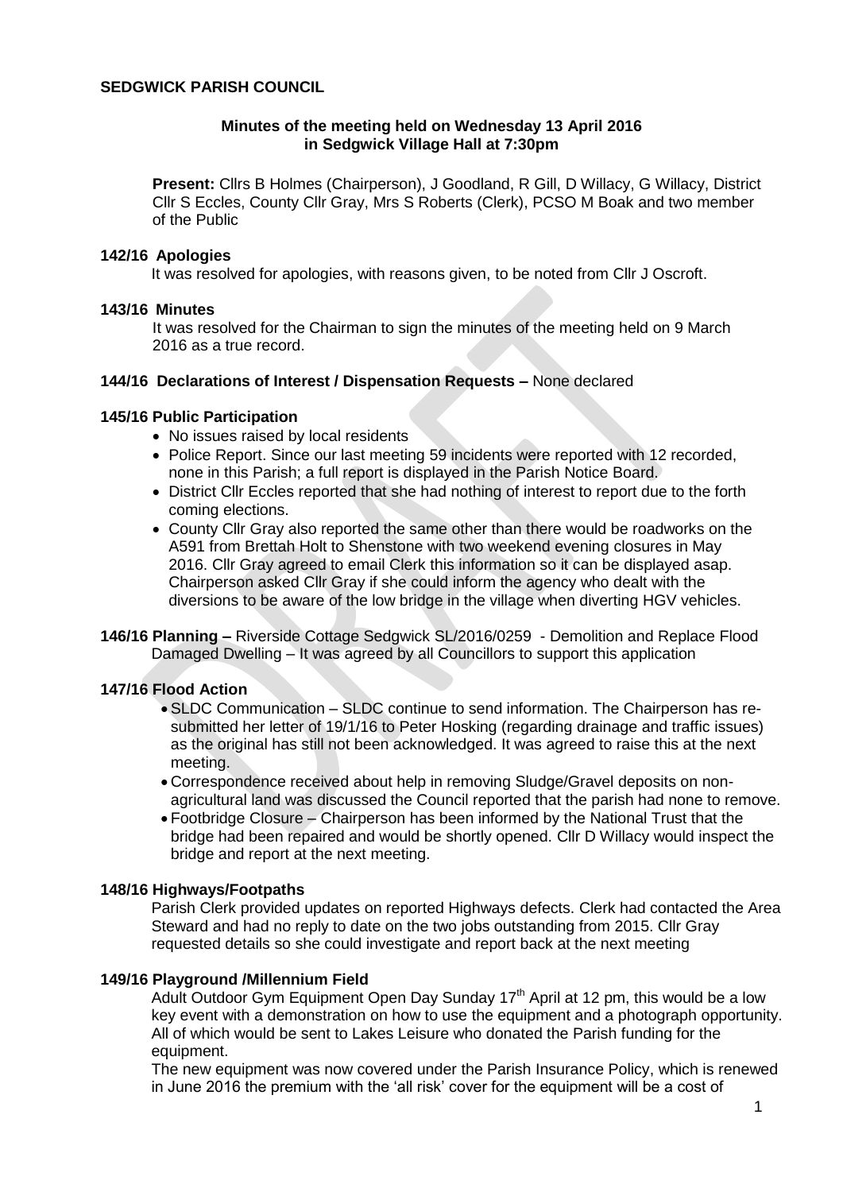**SEDGWICK PARISH COUNCIL**

**Minutes of the meeting held on Wednesday 13 April 2016 in Sedgwick Village Hall at 7:30pm**

**Present:** Cllrs B Holmes (Chairperson), J Goodland, R Gill, D Willacy, G Willacy, District Cllr S Eccles, County Cllr Gray, Mrs S Roberts (Clerk), PCSO M Boak and two member of the Public

**142/16 Apologies**

It was resolved for apologies, with reasons given, to be noted from Cllr J Oscroft.

**143/16 Minutes**

It was resolved for the Chairman to sign the minutes of the meeting held on 9 March 2016 as a true record.

**144/16 Declarations of Interest / Dispensation Requests –** None declared

**145/16 Public Participation**

- No issues raised by local residents
- Police Report. Since our last meeting 59 incidents were reported with 12 recorded, none in this Parish; a full report is displayed in the Parish Notice Board.
- District Cllr Eccles reported that she had nothing of interest to report due to the forth coming elections.
- County Cllr Gray also reported the same other than there would be roadworks on the A591 from Brettah Holt to Shenstone with two weekend evening closures in May 2016. Cllr Gray agreed to email Clerk this information so it can be displayed asap. Chairperson asked Cllr Gray if she could inform the agency who dealt with the diversions to be aware of the low bridge in the village when diverting HGV vehicles.

**146/16 Planning –** Riverside Cottage Sedgwick SL/2016/0259 - Demolition and Replace Flood Damaged Dwelling – It was agreed by all Councillors to support this application

**147/16 Flood Action**

- SLDC Communication – SLDC continue to send information. The Chairperson has re-submitted her letter of 19/1/16 to Peter Hosking (regarding drainage and traffic issues) as the original has still not been acknowledged. It was agreed to raise this at the next meeting.
- Correspondence received about help in removing Sludge/Gravel deposits on non-agricultural land was discussed the Council reported that the parish had none to remove.
- Footbridge Closure – Chairperson has been informed by the National Trust that the bridge had been repaired and would be shortly opened. Cllr D Willacy would inspect the bridge and report at the next meeting.

**148/16 Highways/Footpaths**

Parish Clerk provided updates on reported Highways defects. Clerk had contacted the Area Steward and had no reply to date on the two jobs outstanding from 2015. Cllr Gray requested details so she could investigate and report back at the next meeting

**149/16 Playground /Millennium Field**

Adult Outdoor Gym Equipment Open Day Sunday 17th April at 12 pm, this would be a low key event with a demonstration on how to use the equipment and a photograph opportunity. All of which would be sent to Lakes Leisure who donated the Parish funding for the equipment.

The new equipment was now covered under the Parish Insurance Policy, which is renewed in June 2016 the premium with the 'all risk' cover for the equipment will be a cost of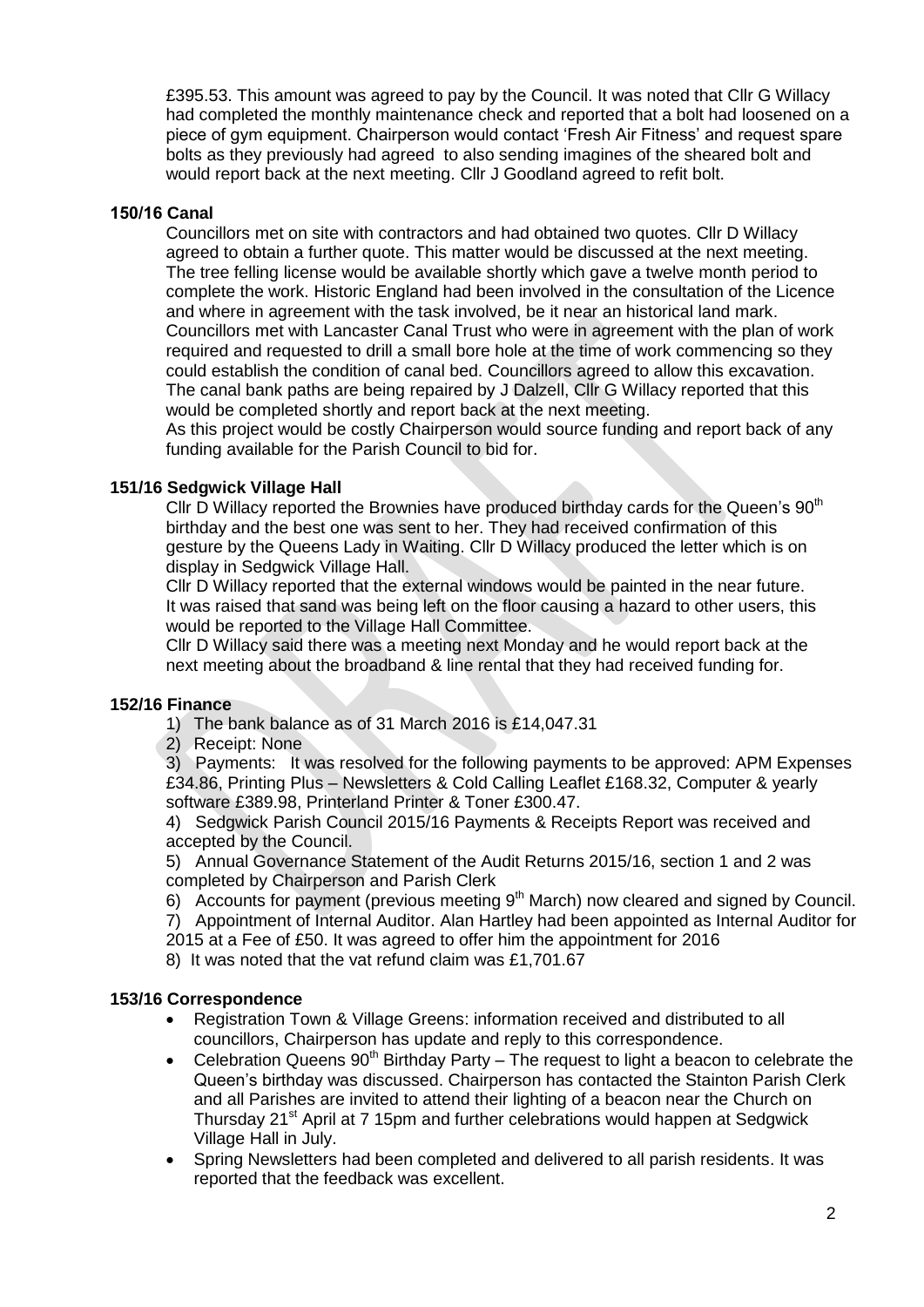£395.53. This amount was agreed to pay by the Council. It was noted that Cllr G Willacy had completed the monthly maintenance check and reported that a bolt had loosened on a piece of gym equipment. Chairperson would contact 'Fresh Air Fitness' and request spare bolts as they previously had agreed to also sending imagines of the sheared bolt and would report back at the next meeting. Cllr J Goodland agreed to refit bolt.

**150/16 Canal**

Councillors met on site with contractors and had obtained two quotes. Cllr D Willacy agreed to obtain a further quote. This matter would be discussed at the next meeting. The tree felling license would be available shortly which gave a twelve month period to complete the work. Historic England had been involved in the consultation of the Licence and where in agreement with the task involved, be it near an historical land mark. Councillors met with Lancaster Canal Trust who were in agreement with the plan of work required and requested to drill a small bore hole at the time of work commencing so they could establish the condition of canal bed. Councillors agreed to allow this excavation. The canal bank paths are being repaired by J Dalzell, Cllr G Willacy reported that this would be completed shortly and report back at the next meeting.
As this project would be costly Chairperson would source funding and report back of any funding available for the Parish Council to bid for.

**151/16 Sedgwick Village Hall**

Cllr D Willacy reported the Brownies have produced birthday cards for the Queen's 90th birthday and the best one was sent to her. They had received confirmation of this gesture by the Queens Lady in Waiting. Cllr D Willacy produced the letter which is on display in Sedgwick Village Hall.
Cllr D Willacy reported that the external windows would be painted in the near future. It was raised that sand was being left on the floor causing a hazard to other users, this would be reported to the Village Hall Committee.
Cllr D Willacy said there was a meeting next Monday and he would report back at the next meeting about the broadband & line rental that they had received funding for.

**152/16 Finance**

1) The bank balance as of 31 March 2016 is £14,047.31
2) Receipt: None
3) Payments: It was resolved for the following payments to be approved: APM Expenses £34.86, Printing Plus – Newsletters & Cold Calling Leaflet £168.32, Computer & yearly software £389.98, Printerland Printer & Toner £300.47.
4) Sedgwick Parish Council 2015/16 Payments & Receipts Report was received and accepted by the Council.
5) Annual Governance Statement of the Audit Returns 2015/16, section 1 and 2 was completed by Chairperson and Parish Clerk
6) Accounts for payment (previous meeting 9th March) now cleared and signed by Council.
7) Appointment of Internal Auditor. Alan Hartley had been appointed as Internal Auditor for 2015 at a Fee of £50. It was agreed to offer him the appointment for 2016
8) It was noted that the vat refund claim was £1,701.67

**153/16 Correspondence**

- Registration Town & Village Greens: information received and distributed to all councillors, Chairperson has update and reply to this correspondence.
- Celebration Queens 90th Birthday Party – The request to light a beacon to celebrate the Queen's birthday was discussed. Chairperson has contacted the Stainton Parish Clerk and all Parishes are invited to attend their lighting of a beacon near the Church on Thursday 21st April at 7 15pm and further celebrations would happen at Sedgwick Village Hall in July.
- Spring Newsletters had been completed and delivered to all parish residents. It was reported that the feedback was excellent.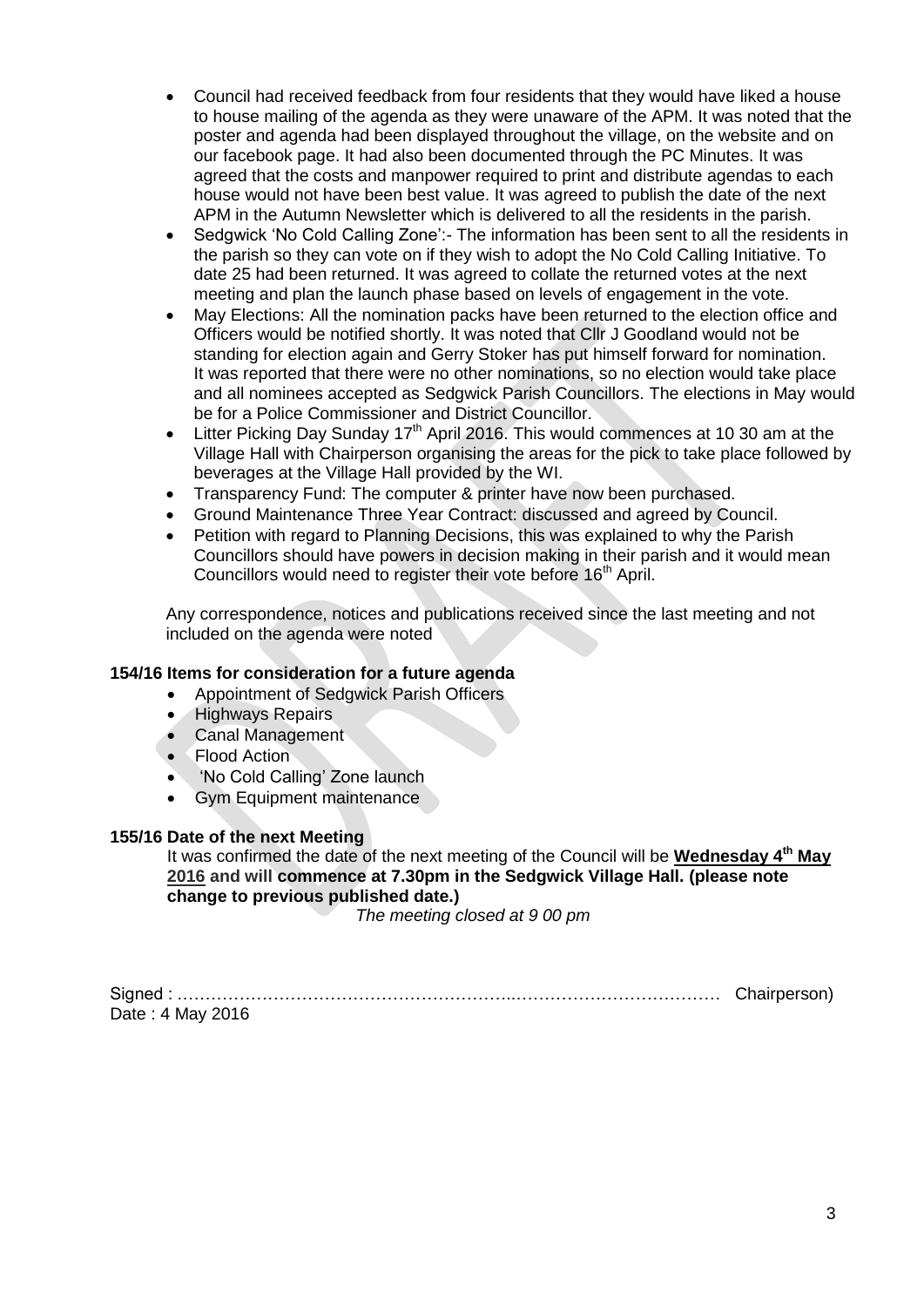- Council had received feedback from four residents that they would have liked a house to house mailing of the agenda as they were unaware of the APM. It was noted that the poster and agenda had been displayed throughout the village, on the website and on our facebook page. It had also been documented through the PC Minutes. It was agreed that the costs and manpower required to print and distribute agendas to each house would not have been best value. It was agreed to publish the date of the next APM in the Autumn Newsletter which is delivered to all the residents in the parish.
- Sedgwick 'No Cold Calling Zone':- The information has been sent to all the residents in the parish so they can vote on if they wish to adopt the No Cold Calling Initiative. To date 25 had been returned. It was agreed to collate the returned votes at the next meeting and plan the launch phase based on levels of engagement in the vote.
- May Elections: All the nomination packs have been returned to the election office and Officers would be notified shortly. It was noted that Cllr J Goodland would not be standing for election again and Gerry Stoker has put himself forward for nomination. It was reported that there were no other nominations, so no election would take place and all nominees accepted as Sedgwick Parish Councillors. The elections in May would be for a Police Commissioner and District Councillor.
- Litter Picking Day Sunday 17th April 2016. This would commences at 10 30 am at the Village Hall with Chairperson organising the areas for the pick to take place followed by beverages at the Village Hall provided by the WI.
- Transparency Fund: The computer & printer have now been purchased.
- Ground Maintenance Three Year Contract: discussed and agreed by Council.
- Petition with regard to Planning Decisions, this was explained to why the Parish Councillors should have powers in decision making in their parish and it would mean Councillors would need to register their vote before 16th April.

Any correspondence, notices and publications received since the last meeting and not included on the agenda were noted

**154/16 Items for consideration for a future agenda**

- Appointment of Sedgwick Parish Officers
- Highways Repairs
- Canal Management
- Flood Action
- 'No Cold Calling' Zone launch
- Gym Equipment maintenance

**155/16 Date of the next Meeting**

It was confirmed the date of the next meeting of the Council will be **Wednesday 4th May 2016 and will commence at 7.30pm in the Sedgwick Village Hall. (please note change to previous published date.)**

*The meeting closed at 9 00 pm*

Signed : …………………………………………………..……………………………… Chairperson)
Date : 4 May 2016